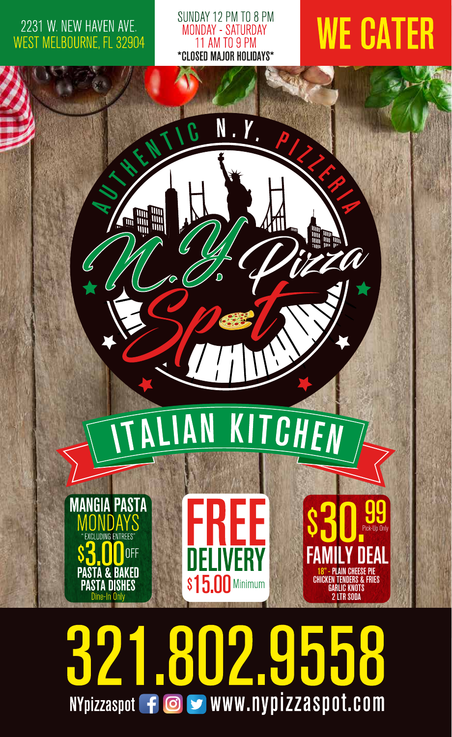2231 W. NEW HAVEN AVE.
WEST MELBOURNE, FL 32904

SUNDAY 12 PM TO 8 PM
MONDAY - SATURDAY
11 AM TO 9 PM
*CLOSED MAJOR HOLIDAYS*

**WE CATER**

AUTHENTIC N.Y. PIZZERIA

# N.Y. Pizza Spot

## ITALIAN KITCHEN

**MANGIA PASTA MONDAYS**
"EXCLUDING ENTREES"
**$3.00 OFF**
**PASTA & BAKED PASTA DISHES**
Dine-In Only

**FREE DELIVERY**
**$15.00 Minimum**

**$30.99** Pick-Up Only
**FAMILY DEAL**
18" - PLAIN CHEESE PIE
CHICKEN TENDERS & FRIES
GARLIC KNOTS
2 LTR SODA

# 321.802.9558

NYpizzaspot www.nypizzaspot.com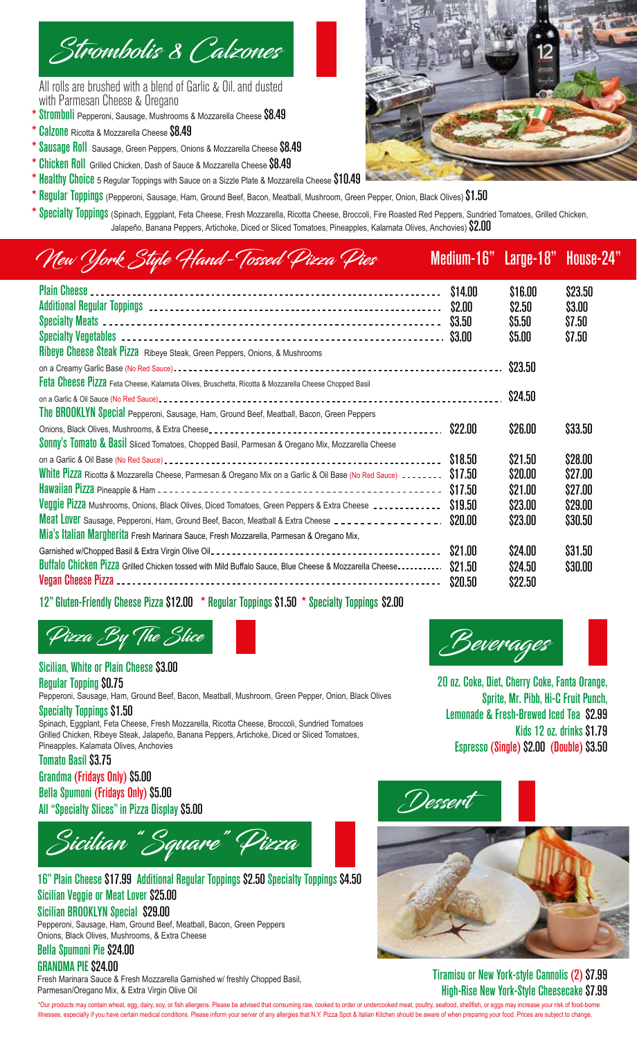## Strombolis & Calzones

All rolls are brushed with a blend of Garlic & Oil, and dusted with Parmesan Cheese & Oregano

- * **Stromboli** Pepperoni, Sausage, Mushrooms & Mozzarella Cheese **$8.49**
- * **Calzone** Ricotta & Mozzarella Cheese **$8.49**
- * **Sausage Roll** Sausage, Green Peppers, Onions & Mozzarella Cheese **$8.49**
- * **Chicken Roll** Grilled Chicken, Dash of Sauce & Mozzarella Cheese **$8.49**
- * **Healthy Choice** 5 Regular Toppings with Sauce on a Sizzle Plate & Mozzarella Cheese **$10.49**
- * **Regular Toppings** (Pepperoni, Sausage, Ham, Ground Beef, Bacon, Meatball, Mushroom, Green Pepper, Onion, Black Olives) **$1.50**
- * **Specialty Toppings** (Spinach, Eggplant, Feta Cheese, Fresh Mozzarella, Ricotta Cheese, Broccoli, Fire Roasted Red Peppers, Sundried Tomatoes, Grilled Chicken, Jalapeño, Banana Peppers, Artichoke, Diced or Sliced Tomatoes, Pineapples, Kalamata Olives, Anchovies) **$2.00**

## New York Style Hand-Tossed Pizza Pies

| | Medium-16" | Large-18" | House-24" |
|---|---|---|---|
| **Plain Cheese** | $14.00 | $16.00 | $23.50 |
| **Additional Regular Toppings** | $2.00 | $2.50 | $3.00 |
| **Specialty Meats** | $3.50 | $5.50 | $7.50 |
| **Specialty Vegetables** | $3.00 | $5.00 | $7.50 |
| **Ribeye Cheese Steak Pizza** Ribeye Steak, Green Peppers, Onions, & Mushrooms on a Creamy Garlic Base (No Red Sauce) | | $23.50 | |
| **Feta Cheese Pizza** Feta Cheese, Kalamata Olives, Bruschetta, Ricotta & Mozzarella Cheese Chopped Basil on a Garlic & Oil Sauce (No Red Sauce) | | $24.50 | |
| **The BROOKLYN Special** Pepperoni, Sausage, Ham, Ground Beef, Meatball, Bacon, Green Peppers Onions, Black Olives, Mushrooms, & Extra Cheese | $22.00 | $26.00 | $33.50 |
| **Sonny's Tomato & Basil** Sliced Tomatoes, Chopped Basil, Parmesan & Oregano Mix, Mozzarella Cheese on a Garlic & Oil Base (No Red Sauce) | $18.50 | $21.50 | $28.00 |
| **White Pizza** Ricotta & Mozzarella Cheese, Parmesan & Oregano Mix on a Garlic & Oil Base (No Red Sauce) | $17.50 | $20.00 | $27.00 |
| **Hawaiian Pizza** Pineapple & Ham | $17.50 | $21.00 | $27.00 |
| **Veggie Pizza** Mushrooms, Onions, Black Olives, Diced Tomatoes, Green Peppers & Extra Cheese | $19.50 | $23.00 | $29.00 |
| **Meat Lover** Sausage, Pepperoni, Ham, Ground Beef, Bacon, Meatball & Extra Cheese | $20.00 | $23.00 | $30.50 |
| **Mia's Italian Margherita** Fresh Marinara Sauce, Fresh Mozzarella, Parmesan & Oregano Mix, Garnished w/Chopped Basil & Extra Virgin Olive Oil | $21.00 | $24.00 | $31.50 |
| **Buffalo Chicken Pizza** Grilled Chicken tossed with Mild Buffalo Sauce, Blue Cheese & Mozzarella Cheese | $21.50 | $24.50 | $30.00 |
| **Vegan Cheese Pizza** | $20.50 | $22.50 | |

**12" Gluten-Friendly Cheese Pizza** $12.00 * **Regular Toppings** $1.50 * **Specialty Toppings** $2.00

## Pizza By The Slice

**Sicilian, White or Plain Cheese** $3.00

**Regular Topping** $0.75
Pepperoni, Sausage, Ham, Ground Beef, Bacon, Meatball, Mushroom, Green Pepper, Onion, Black Olives

**Specialty Toppings** $1.50
Spinach, Eggplant, Feta Cheese, Fresh Mozzarella, Ricotta Cheese, Broccoli, Sundried Tomatoes Grilled Chicken, Ribeye Steak, Jalapeño, Banana Peppers, Artichoke, Diced or Sliced Tomatoes, Pineapples, Kalamata Olives, Anchovies

**Tomato Basil** $3.75

**Grandma (Fridays Only)** $5.00

**Bella Spumoni (Fridays Only)** $5.00

**All "Specialty Slices" in Pizza Display** $5.00

## Sicilian "Square" Pizza

**16" Plain Cheese** $17.99 **Additional Regular Toppings** $2.50 **Specialty Toppings** $4.50

**Sicilian Veggie or Meat Lover** $25.00

**Sicilian BROOKLYN Special** $29.00
Pepperoni, Sausage, Ham, Ground Beef, Meatball, Bacon, Green Peppers Onions, Black Olives, Mushrooms, & Extra Cheese

**Bella Spumoni Pie** $24.00

**GRANDMA PIE** $24.00
Fresh Marinara Sauce & Fresh Mozzarella Garnished w/ freshly Chopped Basil, Parmesan/Oregano Mix, & Extra Virgin Olive Oil

## Beverages

20 oz. Coke, Diet, Cherry Coke, Fanta Orange, Sprite, Mr. Pibb, Hi-C Fruit Punch, Lemonade & Fresh-Brewed Iced Tea $2.99

Kids 12 oz. drinks $1.79

Espresso (Single) $2.00 (Double) $3.50

## Dessert

Tiramisu or New York-style Cannolis (2) $7.99

High-Rise New York-Style Cheesecake $7.99

*Our products may contain wheat, egg, dairy, soy, or fish allergens. Please be advised that consuming raw, cooked to order or undercooked meat, poultry, seafood, shellfish, or eggs may increase your risk of food-borne illnesses, especially if you have certain medical conditions. Please inform your server of any allergies that N.Y. Pizza Spot & Italian Kitchen should be aware of when preparing your food. Prices are subject to change.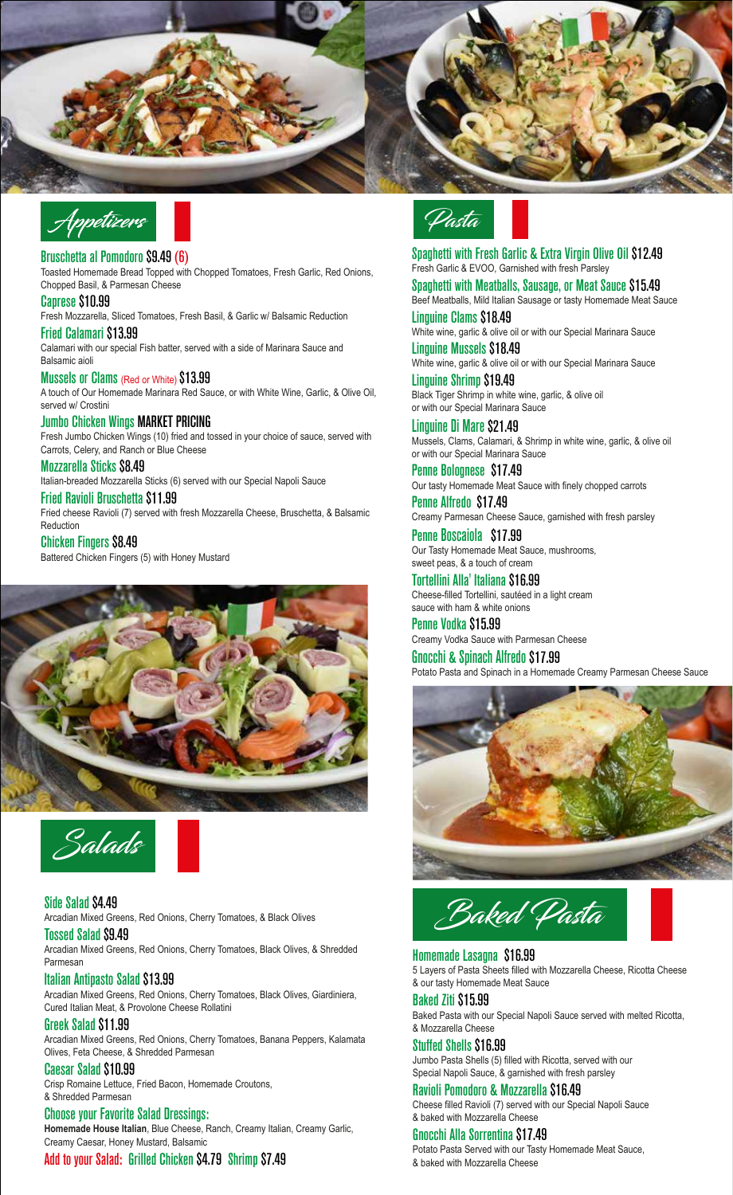## Appetizers

**Bruschetta al Pomodoro** $9.49 (6)
Toasted Homemade Bread Topped with Chopped Tomatoes, Fresh Garlic, Red Onions, Chopped Basil, & Parmesan Cheese

**Caprese** $10.99
Fresh Mozzarella, Sliced Tomatoes, Fresh Basil, & Garlic w/ Balsamic Reduction

**Fried Calamari** $13.99
Calamari with our special Fish batter, served with a side of Marinara Sauce and Balsamic aioli

**Mussels or Clams** (Red or White) $13.99
A touch of Our Homemade Marinara Red Sauce, or with White Wine, Garlic, & Olive Oil, served w/ Crostini

**Jumbo Chicken Wings** MARKET PRICING
Fresh Jumbo Chicken Wings (10) fried and tossed in your choice of sauce, served with Carrots, Celery, and Ranch or Blue Cheese

**Mozzarella Sticks** $8.49
Italian-breaded Mozzarella Sticks (6) served with our Special Napoli Sauce

**Fried Ravioli Bruschetta** $11.99
Fried cheese Ravioli (7) served with fresh Mozzarella Cheese, Bruschetta, & Balsamic Reduction

**Chicken Fingers** $8.49
Battered Chicken Fingers (5) with Honey Mustard

## Salads

**Side Salad** $4.49
Arcadian Mixed Greens, Red Onions, Cherry Tomatoes, & Black Olives

**Tossed Salad** $9.49
Arcadian Mixed Greens, Red Onions, Cherry Tomatoes, Black Olives, & Shredded Parmesan

**Italian Antipasto Salad** $13.99
Arcadian Mixed Greens, Red Onions, Cherry Tomatoes, Black Olives, Giardiniera, Cured Italian Meat, & Provolone Cheese Rollatini

**Greek Salad** $11.99
Arcadian Mixed Greens, Red Onions, Cherry Tomatoes, Banana Peppers, Kalamata Olives, Feta Cheese, & Shredded Parmesan

**Caesar Salad** $10.99
Crisp Romaine Lettuce, Fried Bacon, Homemade Croutons, & Shredded Parmesan

**Choose your Favorite Salad Dressings:**
**Homemade House Italian**, Blue Cheese, Ranch, Creamy Italian, Creamy Garlic, Creamy Caesar, Honey Mustard, Balsamic

**Add to your Salad:** Grilled Chicken $4.79 Shrimp $7.49

## Pasta

**Spaghetti with Fresh Garlic & Extra Virgin Olive Oil** $12.49
Fresh Garlic & EVOO, Garnished with fresh Parsley

**Spaghetti with Meatballs, Sausage, or Meat Sauce** $15.49
Beef Meatballs, Mild Italian Sausage or tasty Homemade Meat Sauce

**Linguine Clams** $18.49
White wine, garlic & olive oil or with our Special Marinara Sauce

**Linguine Mussels** $18.49
White wine, garlic & olive oil or with our Special Marinara Sauce

**Linguine Shrimp** $19.49
Black Tiger Shrimp in white wine, garlic, & olive oil or with our Special Marinara Sauce

**Linguine Di Mare** $21.49
Mussels, Clams, Calamari, & Shrimp in white wine, garlic, & olive oil or with our Special Marinara Sauce

**Penne Bolognese** $17.49
Our tasty Homemade Meat Sauce with finely chopped carrots

**Penne Alfredo** $17.49
Creamy Parmesan Cheese Sauce, garnished with fresh parsley

**Penne Boscaiola** $17.99
Our Tasty Homemade Meat Sauce, mushrooms, sweet peas, & a touch of cream

**Tortellini Alla' Italiana** $16.99
Cheese-filled Tortellini, sautéed in a light cream sauce with ham & white onions

**Penne Vodka** $15.99
Creamy Vodka Sauce with Parmesan Cheese

**Gnocchi & Spinach Alfredo** $17.99
Potato Pasta and Spinach in a Homemade Creamy Parmesan Cheese Sauce

## Baked Pasta

**Homemade Lasagna** $16.99
5 Layers of Pasta Sheets filled with Mozzarella Cheese, Ricotta Cheese & our tasty Homemade Meat Sauce

**Baked Ziti** $15.99
Baked Pasta with our Special Napoli Sauce served with melted Ricotta, & Mozzarella Cheese

**Stuffed Shells** $16.99
Jumbo Pasta Shells (5) filled with Ricotta, served with our Special Napoli Sauce, & garnished with fresh parsley

**Ravioli Pomodoro & Mozzarella** $16.49
Cheese filled Ravioli (7) served with our Special Napoli Sauce & baked with Mozzarella Cheese

**Gnocchi Alla Sorrentina** $17.49
Potato Pasta Served with our Tasty Homemade Meat Sauce, & baked with Mozzarella Cheese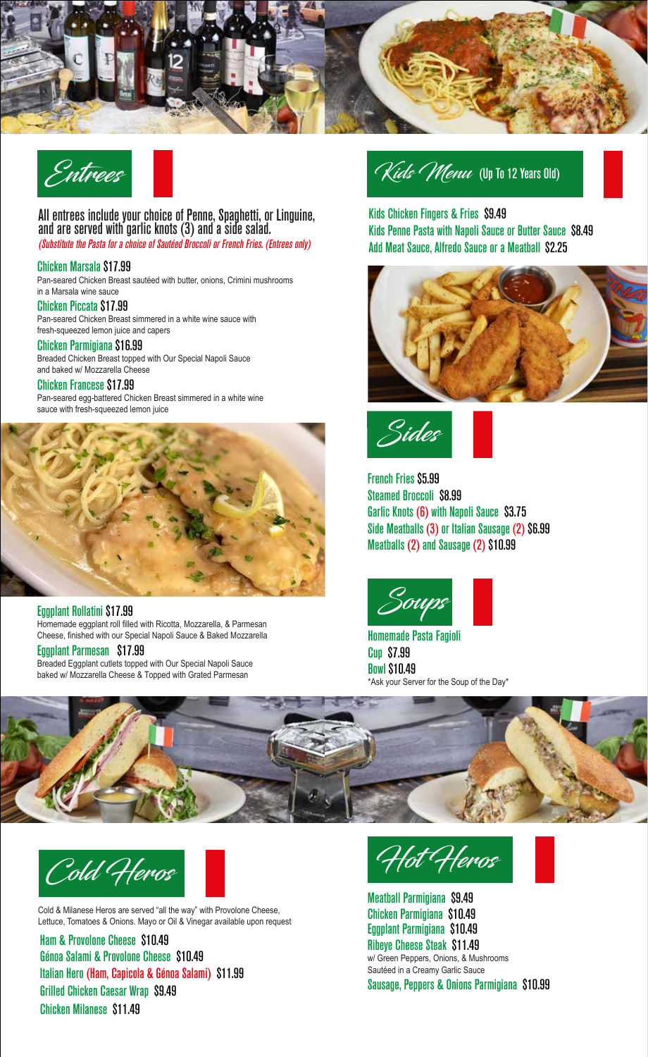## Entrees

All entrees include your choice of Penne, Spaghetti, or Linguine, and are served with garlic knots (3) and a side salad.
*(Substitute the Pasta for a choice of Sautéed Broccoli or French Fries. (Entrees only))*

**Chicken Marsala** $17.99
Pan-seared Chicken Breast sautéed with butter, onions, Crimini mushrooms in a Marsala wine sauce

**Chicken Piccata** $17.99
Pan-seared Chicken Breast simmered in a white wine sauce with fresh-squeezed lemon juice and capers

**Chicken Parmigiana** $16.99
Breaded Chicken Breast topped with Our Special Napoli Sauce and baked w/ Mozzarella Cheese

**Chicken Francese** $17.99
Pan-seared egg-battered Chicken Breast simmered in a white wine sauce with fresh-squeezed lemon juice

**Eggplant Rollatini** $17.99
Homemade eggplant roll filled with Ricotta, Mozzarella, & Parmesan Cheese, finished with our Special Napoli Sauce & Baked Mozzarella

**Eggplant Parmesan** $17.99
Breaded Eggplant cutlets topped with Our Special Napoli Sauce baked w/ Mozzarella Cheese & Topped with Grated Parmesan

## Kids Menu (Up To 12 Years Old)

Kids Chicken Fingers & Fries $9.49
Kids Penne Pasta with Napoli Sauce or Butter Sauce $8.49
Add Meat Sauce, Alfredo Sauce or a Meatball $2.25

## Sides

French Fries $5.99
Steamed Broccoli $8.99
Garlic Knots (6) with Napoli Sauce $3.75
Side Meatballs (3) or Italian Sausage (2) $6.99
Meatballs (2) and Sausage (2) $10.99

## Soups

**Homemade Pasta Fagioli**
Cup $7.99
Bowl $10.49
\*Ask your Server for the Soup of the Day\*

## Cold Heros

Cold & Milanese Heros are served "all the way" with Provolone Cheese, Lettuce, Tomatoes & Onions. Mayo or Oil & Vinegar available upon request

Ham & Provolone Cheese $10.49
Génoa Salami & Provolone Cheese $10.49
Italian Hero (Ham, Capicola & Génoa Salami) $11.99
Grilled Chicken Caesar Wrap $9.49
Chicken Milanese $11.49

## Hot Heros

Meatball Parmigiana $9.49
Chicken Parmigiana $10.49
Eggplant Parmigiana $10.49
Ribeye Cheese Steak $11.49
w/ Green Peppers, Onions, & Mushrooms Sautéed in a Creamy Garlic Sauce
Sausage, Peppers & Onions Parmigiana $10.99